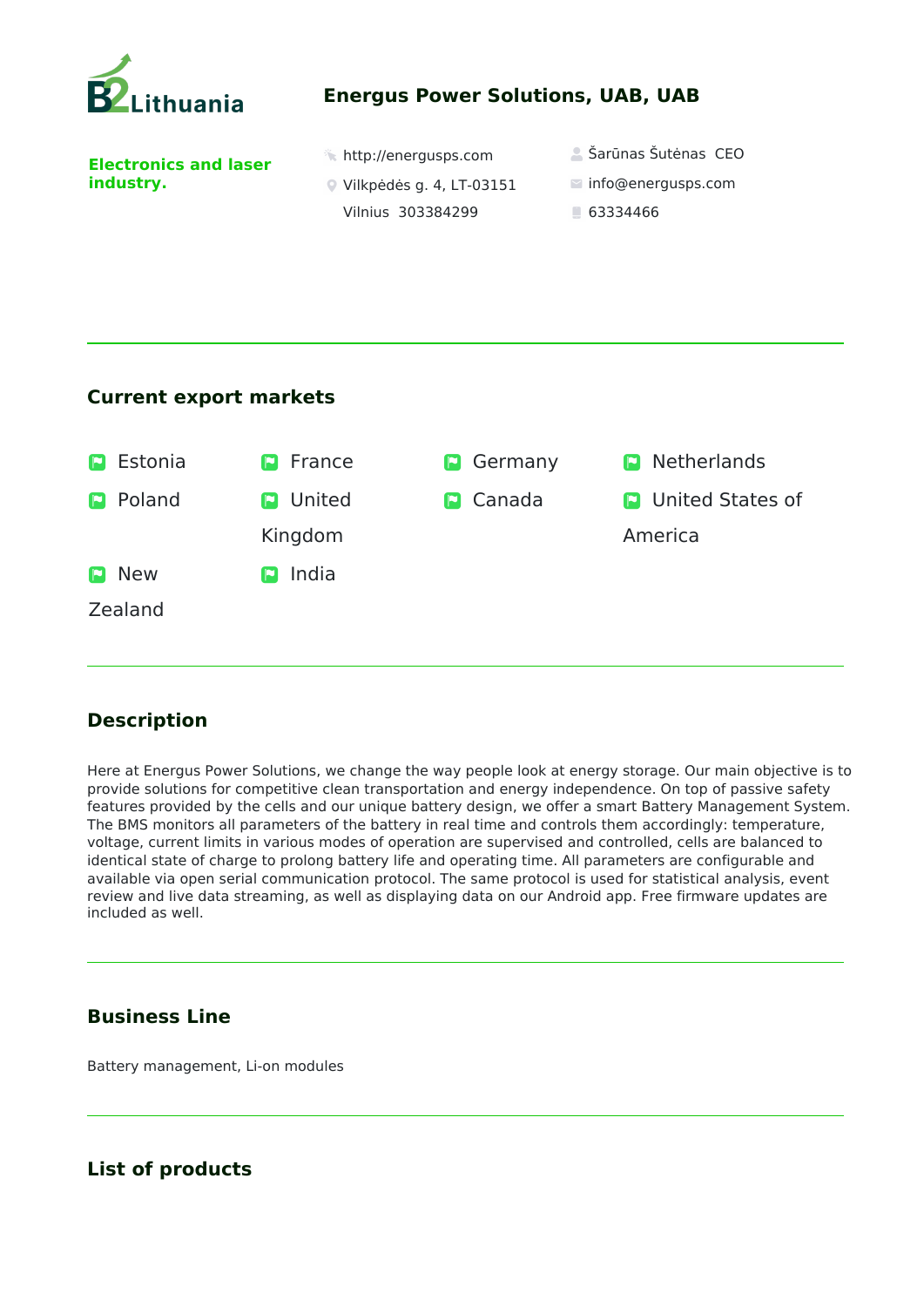B2Lithuania

# Energus Power Solutions, UAB, UAB

**Electronics and laser industry.**

http://energusps.com

Vilkpėdės g. 4, LT-03151 Vilnius 303384299

Šarūnas Šutėnas CEO

info@energusps.com

63334466

## Current export markets

- Estonia
- France
- Germany
- Netherlands
- Poland
- United Kingdom
- Canada
- United States of America
- New Zealand
- India

## Description

Here at Energus Power Solutions, we change the way people look at energy storage. Our main objective is to provide solutions for competitive clean transportation and energy independence. On top of passive safety features provided by the cells and our unique battery design, we offer a smart Battery Management System. The BMS monitors all parameters of the battery in real time and controls them accordingly: temperature, voltage, current limits in various modes of operation are supervised and controlled, cells are balanced to identical state of charge to prolong battery life and operating time. All parameters are configurable and available via open serial communication protocol. The same protocol is used for statistical analysis, event review and live data streaming, as well as displaying data on our Android app. Free firmware updates are included as well.

## Business Line

Battery management, Li-on modules

## List of products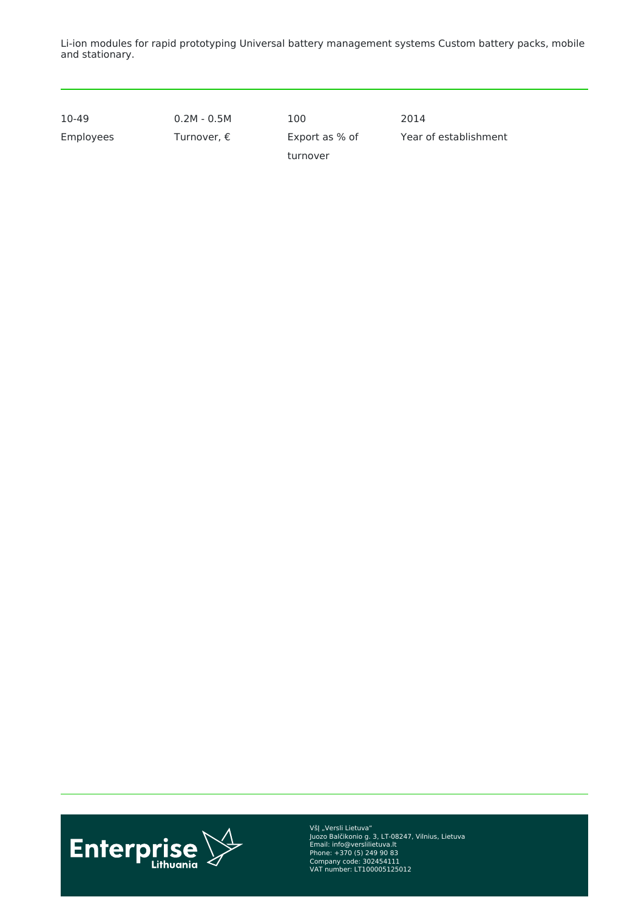Li-ion modules for rapid prototyping Universal battery management systems Custom battery packs, mobile and stationary.

| | | | |
|---|---|---|---|
| 10-49 | 0.2M - 0.5M | 100 | 2014 |
| Employees | Turnover, € | Export as % of turnover | Year of establishment |

VšĮ „Versli Lietuva"
Juozo Balčikonio g. 3, LT-08247, Vilnius, Lietuva
Email: info@verslilietuva.lt
Phone: +370 (5) 249 90 83
Company code: 302454111
VAT number: LT100005125012